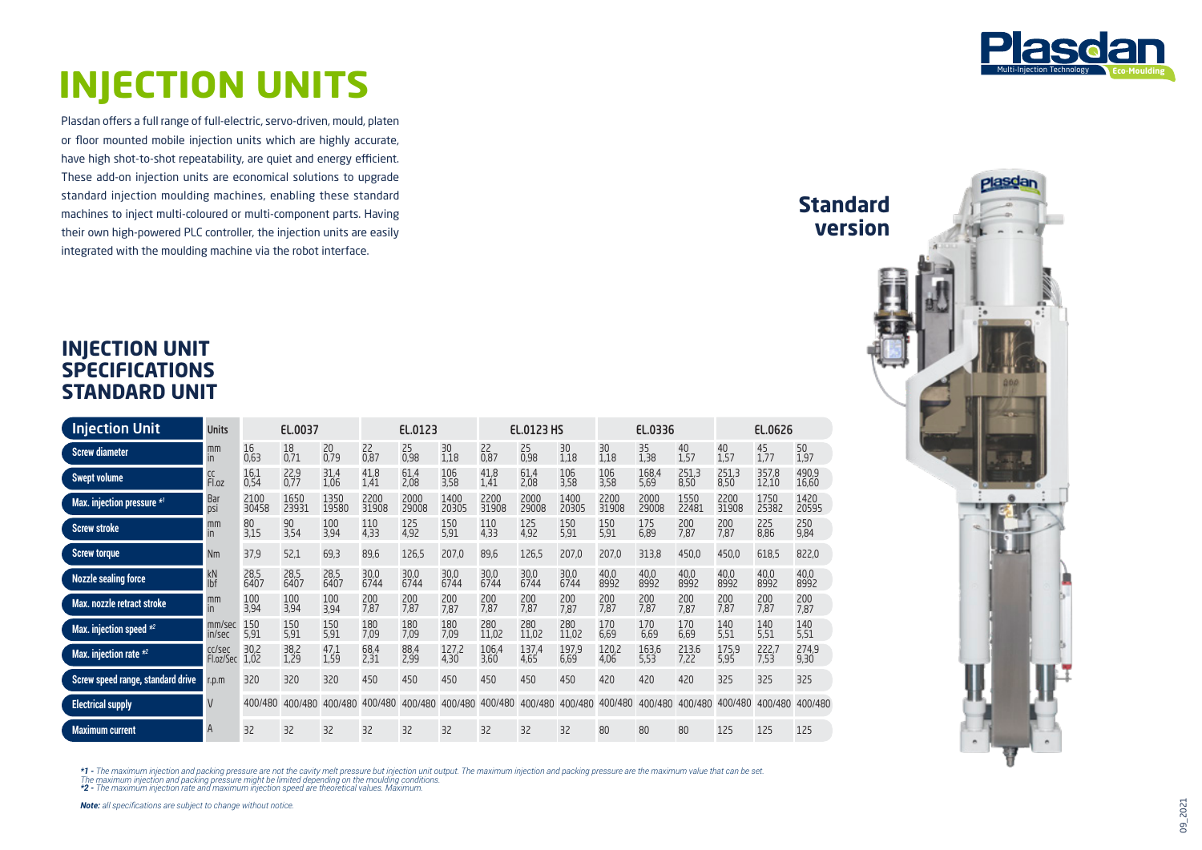# INJECTION UNITS

Plasdan offers a full range of full-electric, servo-driven, mould, platen or floor mounted mobile injection units which are highly accurate, have high shot-to-shot repeatability, are quiet and energy efficient. These add-on injection units are economical solutions to upgrade standard injection moulding machines, enabling these standard machines to inject multi-coloured or multi-component parts. Having their own high-powered PLC controller, the injection units are easily integrated with the moulding machine via the robot interface.

**Standard version**

## INJECTION UNIT SPECIFICATIONS STANDARD UNIT

| Injection Unit | Units | EL.0037 | | | EL.0123 | | | EL.0123 HS | | | EL.0336 | | | EL.0626 | | |
|---|---|---|---|---|---|---|---|---|---|---|---|---|---|---|---|---|
| Screw diameter | mm<br>in | 16<br>0,63 | 18<br>0,71 | 20<br>0,79 | 22<br>0,87 | 25<br>0,98 | 30<br>1,18 | 22<br>0,87 | 25<br>0,98 | 30<br>1,18 | 30<br>1,18 | 35<br>1,38 | 40<br>1,57 | 40<br>1,57 | 45<br>1,77 | 50<br>1,97 |
| Swept volume | cc<br>Fl.oz | 16,1<br>0,54 | 22,9<br>0,77 | 31,4<br>1,06 | 41,8<br>1,41 | 61,4<br>2,08 | 106<br>3,58 | 41,8<br>1,41 | 61,4<br>2,08 | 106<br>3,58 | 106<br>3,58 | 168,4<br>5,69 | 251,3<br>8,50 | 251,3<br>8,50 | 357,8<br>12,10 | 490,9<br>16,60 |
| Max. injection pressure *1 | Bar<br>psi | 2100<br>30458 | 1650<br>23931 | 1350<br>19580 | 2200<br>31908 | 2000<br>29008 | 1400<br>20305 | 2200<br>31908 | 2000<br>29008 | 1400<br>20305 | 2200<br>31908 | 2000<br>29008 | 1550<br>22481 | 2200<br>31908 | 1750<br>25382 | 1420<br>20595 |
| Screw stroke | mm<br>in | 80<br>3,15 | 90<br>3,54 | 100<br>3,94 | 110<br>4,33 | 125<br>4,92 | 150<br>5,91 | 110<br>4,33 | 125<br>4,92 | 150<br>5,91 | 150<br>5,91 | 175<br>6,89 | 200<br>7,87 | 200<br>7,87 | 225<br>8,86 | 250<br>9,84 |
| Screw torque | Nm | 37,9 | 52,1 | 69,3 | 89,6 | 126,5 | 207,0 | 89,6 | 126,5 | 207,0 | 207,0 | 313,8 | 450,0 | 450,0 | 618,5 | 822,0 |
| Nozzle sealing force | kN<br>lbf | 28,5<br>6407 | 28,5<br>6407 | 28,5<br>6407 | 30,0<br>6744 | 30,0<br>6744 | 30,0<br>6744 | 30,0<br>6744 | 30,0<br>6744 | 30,0<br>6744 | 40,0<br>8992 | 40,0<br>8992 | 40,0<br>8992 | 40,0<br>8992 | 40,0<br>8992 | 40,0<br>8992 |
| Max. nozzle retract stroke | mm<br>in | 100<br>3,94 | 100<br>3,94 | 100<br>3,94 | 200<br>7,87 | 200<br>7,87 | 200<br>7,87 | 200<br>7,87 | 200<br>7,87 | 200<br>7,87 | 200<br>7,87 | 200<br>7,87 | 200<br>7,87 | 200<br>7,87 | 200<br>7,87 | 200<br>7,87 |
| Max. injection speed *2 | mm/sec<br>in/sec | 150<br>5,91 | 150<br>5,91 | 150<br>5,91 | 180<br>7,09 | 180<br>7,09 | 180<br>7,09 | 280<br>11,02 | 280<br>11,02 | 280<br>11,02 | 170<br>6,69 | 170<br>6,69 | 170<br>6,69 | 140<br>5,51 | 140<br>5,51 | 140<br>5,51 |
| Max. injection rate *2 | cc/sec<br>Fl.oz/Sec | 30,2<br>1,02 | 38,2<br>1,29 | 47,1<br>1,59 | 68,4<br>2,31 | 88,4<br>2,99 | 127,2<br>4,30 | 106,4<br>3,60 | 137,4<br>4,65 | 197,9<br>6,69 | 120,2<br>4,06 | 163,6<br>5,53 | 213,6<br>7,22 | 175,9<br>5,95 | 222,7<br>7,53 | 274,9<br>9,30 |
| Screw speed range, standard drive | r.p.m | 320 | 320 | 320 | 450 | 450 | 450 | 450 | 450 | 450 | 420 | 420 | 420 | 325 | 325 | 325 |
| Electrical supply | V | 400/480 | 400/480 | 400/480 | 400/480 | 400/480 | 400/480 | 400/480 | 400/480 | 400/480 | 400/480 | 400/480 | 400/480 | 400/480 | 400/480 | 400/480 |
| Maximum current | A | 32 | 32 | 32 | 32 | 32 | 32 | 32 | 32 | 32 | 80 | 80 | 80 | 125 | 125 | 125 |

***1 -** The maximum injection and packing pressure are not the cavity melt pressure but injection unit output. The maximum injection and packing pressure are the maximum value that can be set. The maximum injection and packing pressure might be limited depending on the moulding conditions.*
***2 -** The maximum injection rate and maximum injection speed are theoretical values. Maximum.*

***Note:** all specifications are subject to change without notice.*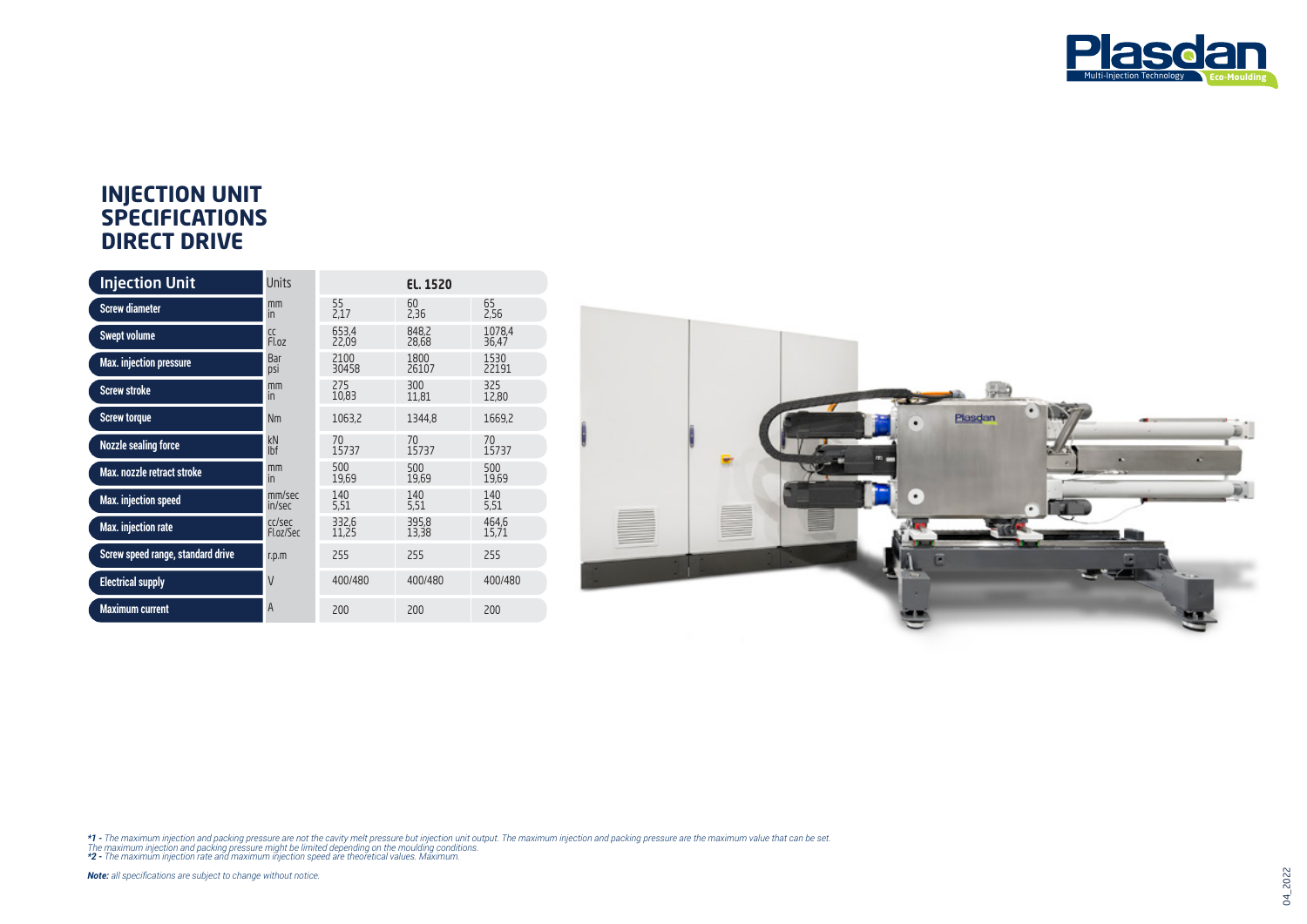# INJECTION UNIT SPECIFICATIONS DIRECT DRIVE

| Injection Unit | Units | EL. 1520 | | |
|---|---|---|---|---|
| Screw diameter | mm<br>in | 55<br>2,17 | 60<br>2,36 | 65<br>2,56 |
| Swept volume | cc<br>Fl.oz | 653,4<br>22,09 | 848,2<br>28,68 | 1078,4<br>36,47 |
| Max. injection pressure | Bar<br>psi | 2100<br>30458 | 1800<br>26107 | 1530<br>22191 |
| Screw stroke | mm<br>in | 275<br>10,83 | 300<br>11,81 | 325<br>12,80 |
| Screw torque | Nm | 1063,2 | 1344,8 | 1669,2 |
| Nozzle sealing force | kN<br>lbf | 70<br>15737 | 70<br>15737 | 70<br>15737 |
| Max. nozzle retract stroke | mm<br>in | 500<br>19,69 | 500<br>19,69 | 500<br>19,69 |
| Max. injection speed | mm/sec<br>in/sec | 140<br>5,51 | 140<br>5,51 | 140<br>5,51 |
| Max. injection rate | cc/sec<br>Fl.oz/Sec | 332,6<br>11,25 | 395,8<br>13,38 | 464,6<br>15,71 |
| Screw speed range, standard drive | r.p.m | 255 | 255 | 255 |
| Electrical supply | V | 400/480 | 400/480 | 400/480 |
| Maximum current | A | 200 | 200 | 200 |

***1 -** The maximum injection and packing pressure are not the cavity melt pressure but injection unit output. The maximum injection and packing pressure are the maximum value that can be set. The maximum injection and packing pressure might be limited depending on the moulding conditions.*
***2 -** The maximum injection rate and maximum injection speed are theoretical values. Maximum.*

***Note:** all specifications are subject to change without notice.*

04_2022